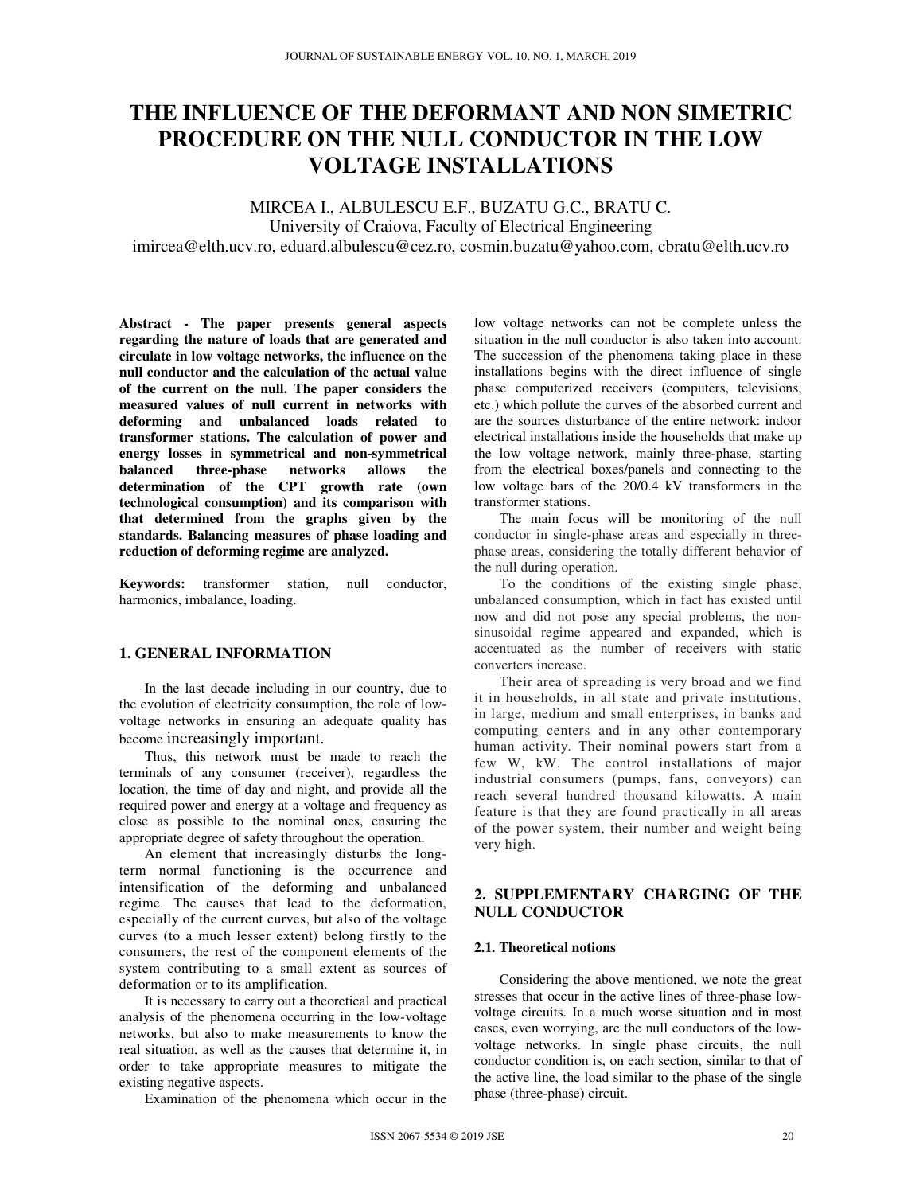# THE INFLUENCE OF THE DEFORMANT AND NON SIMETRIC PROCEDURE ON THE NULL CONDUCTOR IN THE LOW VOLTAGE INSTALLATIONS

MIRCEA I., ALBULESCU E.F., BUZATU G.C., BRATU C.

University of Craiova, Faculty of Electrical Engineering

imircea@elth.ucv.ro, eduard.albulescu@cez.ro, cosmin.buzatu@yahoo.com, cbratu@elth.ucv.ro

**Abstract - The paper presents general aspects regarding the nature of loads that are generated and circulate in low voltage networks, the influence on the null conductor and the calculation of the actual value of the current on the null. The paper considers the measured values of null current in networks with deforming and unbalanced loads related to transformer stations. The calculation of power and energy losses in symmetrical and non-symmetrical balanced three-phase networks allows the determination of the CPT growth rate (own technological consumption) and its comparison with that determined from the graphs given by the standards. Balancing measures of phase loading and reduction of deforming regime are analyzed.**

**Keywords:** transformer station, null conductor, harmonics, imbalance, loading.

## 1. GENERAL INFORMATION

In the last decade including in our country, due to the evolution of electricity consumption, the role of low-voltage networks in ensuring an adequate quality has become increasingly important.

Thus, this network must be made to reach the terminals of any consumer (receiver), regardless the location, the time of day and night, and provide all the required power and energy at a voltage and frequency as close as possible to the nominal ones, ensuring the appropriate degree of safety throughout the operation.

An element that increasingly disturbs the long-term normal functioning is the occurrence and intensification of the deforming and unbalanced regime. The causes that lead to the deformation, especially of the current curves, but also of the voltage curves (to a much lesser extent) belong firstly to the consumers, the rest of the component elements of the system contributing to a small extent as sources of deformation or to its amplification.

It is necessary to carry out a theoretical and practical analysis of the phenomena occurring in the low-voltage networks, but also to make measurements to know the real situation, as well as the causes that determine it, in order to take appropriate measures to mitigate the existing negative aspects.

Examination of the phenomena which occur in the low voltage networks can not be complete unless the situation in the null conductor is also taken into account. The succession of the phenomena taking place in these installations begins with the direct influence of single phase computerized receivers (computers, televisions, etc.) which pollute the curves of the absorbed current and are the sources disturbance of the entire network: indoor electrical installations inside the households that make up the low voltage network, mainly three-phase, starting from the electrical boxes/panels and connecting to the low voltage bars of the 20/0.4 kV transformers in the transformer stations.

The main focus will be monitoring of the null conductor in single-phase areas and especially in three-phase areas, considering the totally different behavior of the null during operation.

To the conditions of the existing single phase, unbalanced consumption, which in fact has existed until now and did not pose any special problems, the non-sinusoidal regime appeared and expanded, which is accentuated as the number of receivers with static converters increase.

Their area of spreading is very broad and we find it in households, in all state and private institutions, in large, medium and small enterprises, in banks and computing centers and in any other contemporary human activity. Their nominal powers start from a few W, kW. The control installations of major industrial consumers (pumps, fans, conveyors) can reach several hundred thousand kilowatts. A main feature is that they are found practically in all areas of the power system, their number and weight being very high.

## 2. SUPPLEMENTARY CHARGING OF THE NULL CONDUCTOR

### 2.1. Theoretical notions

Considering the above mentioned, we note the great stresses that occur in the active lines of three-phase low-voltage circuits. In a much worse situation and in most cases, even worrying, are the null conductors of the low-voltage networks. In single phase circuits, the null conductor condition is, on each section, similar to that of the active line, the load similar to the phase of the single phase (three-phase) circuit.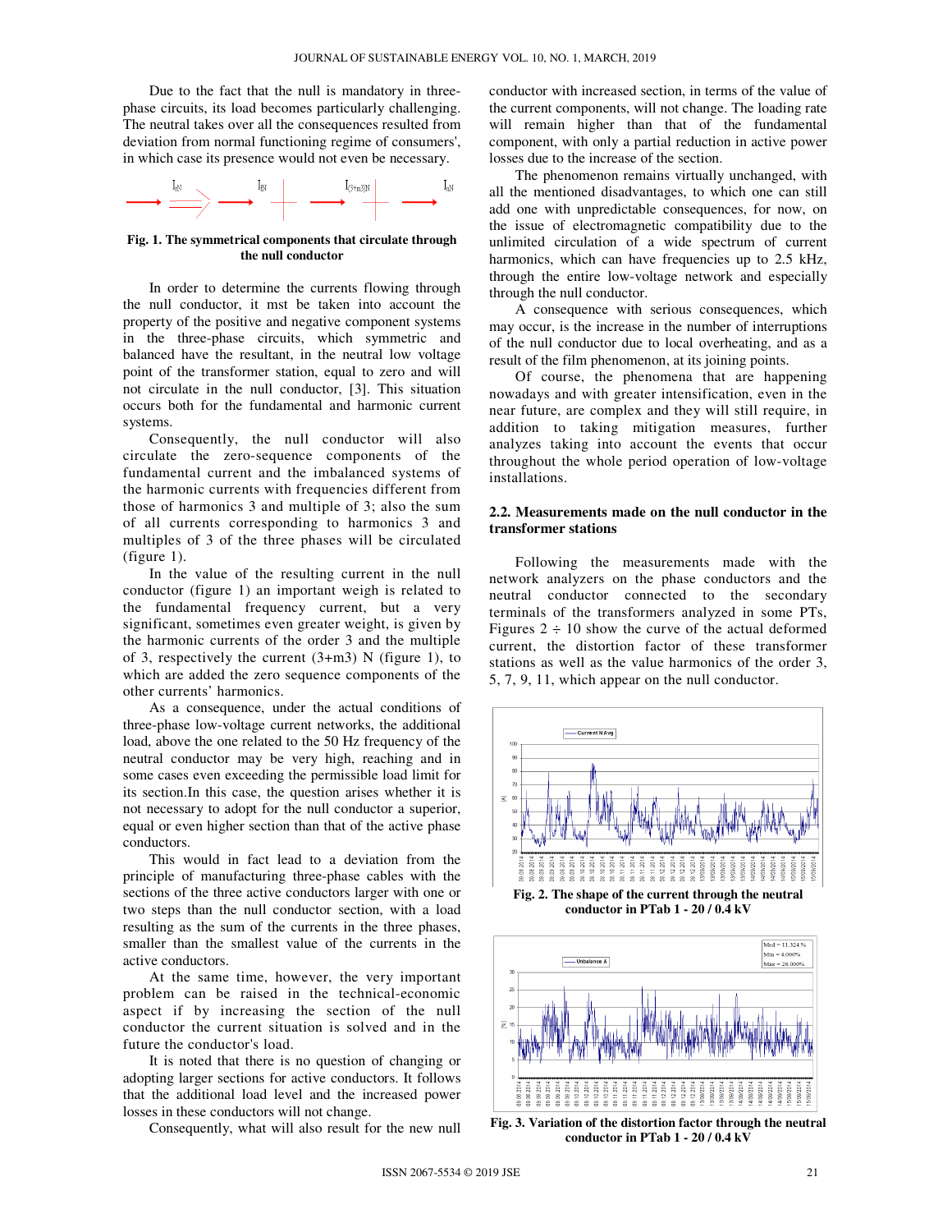Due to the fact that the null is mandatory in three-phase circuits, its load becomes particularly challenging. The neutral takes over all the consequences resulted from deviation from normal functioning regime of consumers', in which case its presence would not even be necessary.

**Fig. 1. The symmetrical components that circulate through the null conductor**

In order to determine the currents flowing through the null conductor, it mst be taken into account the property of the positive and negative component systems in the three-phase circuits, which symmetric and balanced have the resultant, in the neutral low voltage point of the transformer station, equal to zero and will not circulate in the null conductor, [3]. This situation occurs both for the fundamental and harmonic current systems.

Consequently, the null conductor will also circulate the zero-sequence components of the fundamental current and the imbalanced systems of the harmonic currents with frequencies different from those of harmonics 3 and multiple of 3; also the sum of all currents corresponding to harmonics 3 and multiples of 3 of the three phases will be circulated (figure 1).

In the value of the resulting current in the null conductor (figure 1) an important weigh is related to the fundamental frequency current, but a very significant, sometimes even greater weight, is given by the harmonic currents of the order 3 and the multiple of 3, respectively the current (3+m3) N (figure 1), to which are added the zero sequence components of the other currents' harmonics.

As a consequence, under the actual conditions of three-phase low-voltage current networks, the additional load, above the one related to the 50 Hz frequency of the neutral conductor may be very high, reaching and in some cases even exceeding the permissible load limit for its section.In this case, the question arises whether it is not necessary to adopt for the null conductor a superior, equal or even higher section than that of the active phase conductors.

This would in fact lead to a deviation from the principle of manufacturing three-phase cables with the sections of the three active conductors larger with one or two steps than the null conductor section, with a load resulting as the sum of the currents in the three phases, smaller than the smallest value of the currents in the active conductors.

At the same time, however, the very important problem can be raised in the technical-economic aspect if by increasing the section of the null conductor the current situation is solved and in the future the conductor's load.

It is noted that there is no question of changing or adopting larger sections for active conductors. It follows that the additional load level and the increased power losses in these conductors will not change.

Consequently, what will also result for the new null conductor with increased section, in terms of the value of the current components, will not change. The loading rate will remain higher than that of the fundamental component, with only a partial reduction in active power losses due to the increase of the section.

The phenomenon remains virtually unchanged, with all the mentioned disadvantages, to which one can still add one with unpredictable consequences, for now, on the issue of electromagnetic compatibility due to the unlimited circulation of a wide spectrum of current harmonics, which can have frequencies up to 2.5 kHz, through the entire low-voltage network and especially through the null conductor.

A consequence with serious consequences, which may occur, is the increase in the number of interruptions of the null conductor due to local overheating, and as a result of the film phenomenon, at its joining points.

Of course, the phenomena that are happening nowadays and with greater intensification, even in the near future, are complex and they will still require, in addition to taking mitigation measures, further analyzes taking into account the events that occur throughout the whole period operation of low-voltage installations.

## 2.2. Measurements made on the null conductor in the transformer stations

Following the measurements made with the network analyzers on the phase conductors and the neutral conductor connected to the secondary terminals of the transformers analyzed in some PTs, Figures 2 ÷ 10 show the curve of the actual deformed current, the distortion factor of these transformer stations as well as the value harmonics of the order 3, 5, 7, 9, 11, which appear on the null conductor.

**Fig. 2. The shape of the current through the neutral conductor in PTab 1 - 20 / 0.4 kV**

**Fig. 3. Variation of the distortion factor through the neutral conductor in PTab 1 - 20 / 0.4 kV**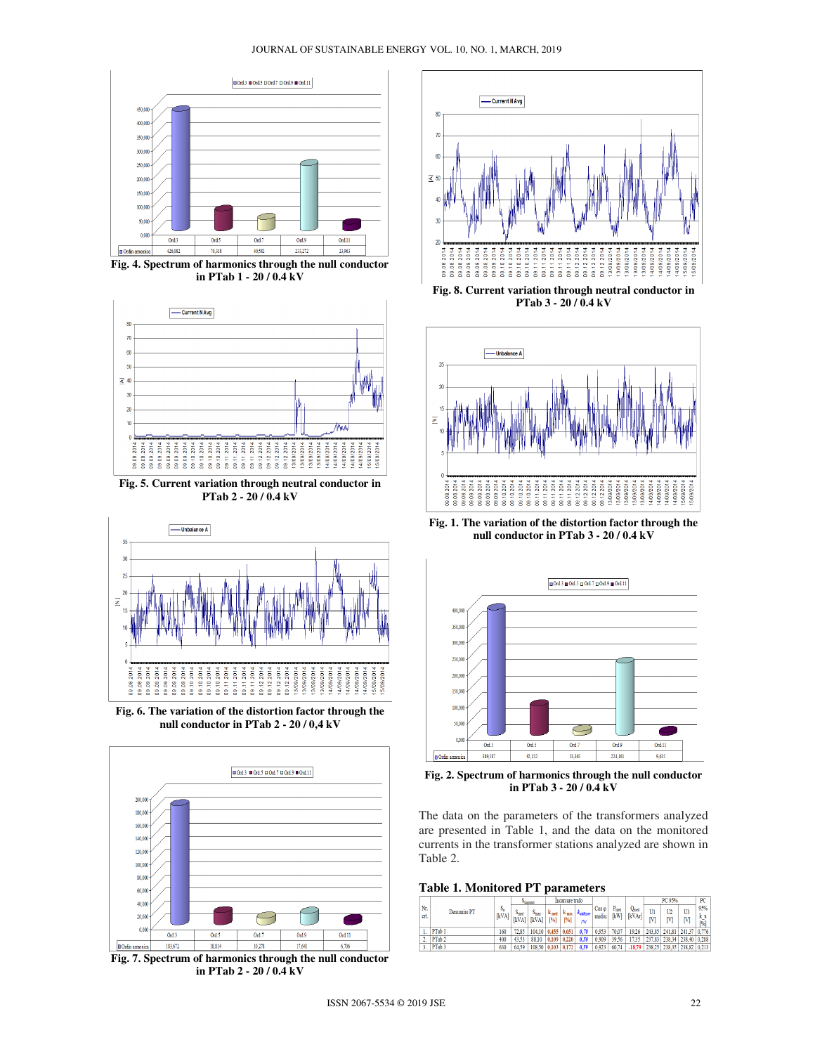Fig. 4. Spectrum of harmonics through the null conductor in PTab 1 - 20 / 0.4 kV

Fig. 5. Current variation through neutral conductor in PTab 2 - 20 / 0.4 kV

Fig. 6. The variation of the distortion factor through the null conductor in PTab 2 - 20 / 0,4 kV

Fig. 7. Spectrum of harmonics through the null conductor in PTab 2 - 20 / 0.4 kV

Fig. 8. Current variation through neutral conductor in PTab 3 - 20 / 0.4 kV

Fig. 1. The variation of the distortion factor through the null conductor in PTab 3 - 20 / 0.4 kV

Fig. 2. Spectrum of harmonics through the null conductor in PTab 3 - 20 / 0.4 kV

The data on the parameters of the transformers analyzed are presented in Table 1, and the data on the monitored currents in the transformer stations analyzed are shown in Table 2.

**Table 1. Monitored PT parameters**

| Nr. crt. | Denumire PT | $S_n$ [kVA] | $S_{masurat}$ | | Incarcare trafo | | | Cos φ mediu | $P_{med}$ [kW] | $Q_{med}$ [kVAr] | PC 95% | | | PC 95% k_u [%] |
|---|---|---|---|---|---|---|---|---|---|---|---|---|---|---|
| | | | $S_{med}$ [kVA] | $S_{max}$ [kVA] | $k_{med}$ [%] | $k_{max}$ [%] | $k_{ontimar}$ [%] | | | | U1 [V] | U2 [V] | U3 [V] | |
| 1. | PTab 1 | 160 | 72,85 | 104,10 | 0,455 | 0,651 | 0,70 | 0,953 | 70,07 | 19,26 | 243,85 | 241,81 | 241,37 | 0,776 |
| 2. | PTab 2 | 400 | 43,53 | 88,10 | 0,109 | 0,220 | 0,59 | 0,909 | 39,56 | 17,35 | 237,83 | 238,34 | 238,40 | 0,288 |
| 3. | PTab 3 | 630 | 64,59 | 108,50 | 0,103 | 0,172 | 0,59 | 0,923 | 60,74 | -18,79 | 238,25 | 238,35 | 238,82 | 0,213 |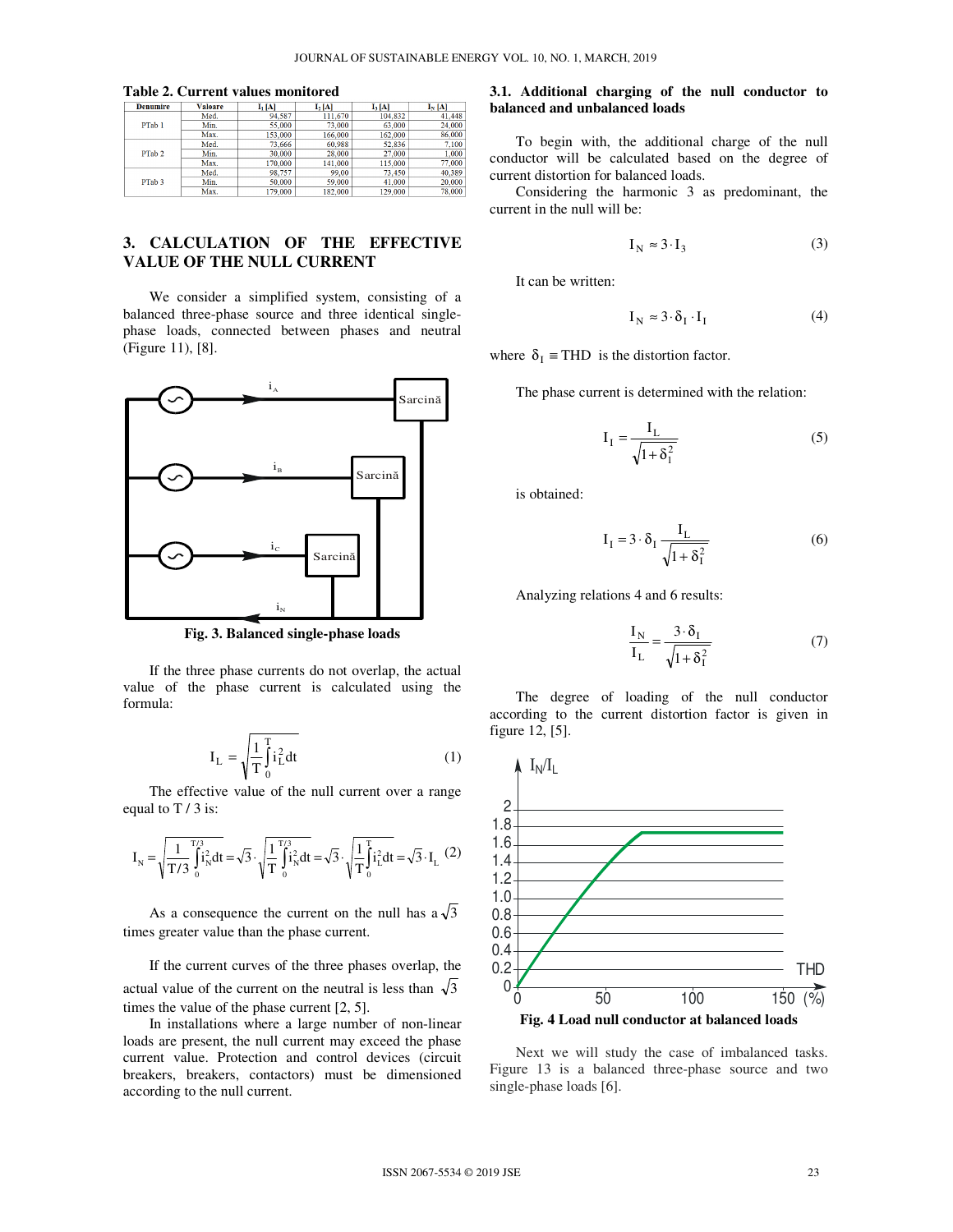**Table 2. Current values monitored**

| Denumire | Valoare | $I_1$ [A] | $I_2$ [A] | $I_3$ [A] | $I_N$ [A] |
|---|---|---|---|---|---|
| PTab 1 | Med. | 94,587 | 111,670 | 104,832 | 41,448 |
| | Min. | 55,000 | 73,000 | 63,000 | 24,000 |
| | Max. | 153,000 | 166,000 | 162,000 | 86,000 |
| PTab 2 | Med. | 73,666 | 60,988 | 52,836 | 7,100 |
| | Min. | 30,000 | 28,000 | 27,000 | 1,000 |
| | Max. | 170,000 | 141,000 | 115,000 | 77,000 |
| PTab 3 | Med. | 98,757 | 99,00 | 73,450 | 40,389 |
| | Min. | 50,000 | 59,000 | 41,000 | 20,000 |
| | Max. | 179,000 | 182,000 | 129,000 | 78,000 |

## 3. CALCULATION OF THE EFFECTIVE VALUE OF THE NULL CURRENT

We consider a simplified system, consisting of a balanced three-phase source and three identical single-phase loads, connected between phases and neutral (Figure 11), [8].

Fig. 3. Balanced single-phase loads

If the three phase currents do not overlap, the actual value of the phase current is calculated using the formula:

$$I_L = \sqrt{\frac{1}{T}\int_0^T i_L^2 dt} \tag{1}$$

The effective value of the null current over a range equal to T / 3 is:

$$I_N = \sqrt{\frac{1}{T/3}\int_0^{T/3} i_N^2 dt} = \sqrt{3}\cdot\sqrt{\frac{1}{T}\int_0^{T/3} i_N^2 dt} = \sqrt{3}\cdot\sqrt{\frac{1}{T}\int_0^{T} i_L^2 dt} = \sqrt{3}\cdot I_L \tag{2}$$

As a consequence the current on the null has a $\sqrt{3}$ times greater value than the phase current.

If the current curves of the three phases overlap, the actual value of the current on the neutral is less than $\sqrt{3}$ times the value of the phase current [2, 5].

In installations where a large number of non-linear loads are present, the null current may exceed the phase current value. Protection and control devices (circuit breakers, breakers, contactors) must be dimensioned according to the null current.

### 3.1. Additional charging of the null conductor to balanced and unbalanced loads

To begin with, the additional charge of the null conductor will be calculated based on the degree of current distortion for balanced loads.

Considering the harmonic 3 as predominant, the current in the null will be:

$$I_N \approx 3 \cdot I_3 \tag{3}$$

It can be written:

$$I_N \approx 3 \cdot \delta_I \cdot I_I \tag{4}$$

where $\delta_I \equiv THD$ is the distortion factor.

The phase current is determined with the relation:

$$I_I = \frac{I_L}{\sqrt{1+\delta_I^2}} \tag{5}$$

is obtained:

$$I_I = 3 \cdot \delta_I \frac{I_L}{\sqrt{1+\delta_I^2}} \tag{6}$$

Analyzing relations 4 and 6 results:

$$\frac{I_N}{I_L} = \frac{3 \cdot \delta_I}{\sqrt{1+\delta_I^2}} \tag{7}$$

The degree of loading of the null conductor according to the current distortion factor is given in figure 12, [5].

Fig. 4 Load null conductor at balanced loads

Next we will study the case of imbalanced tasks. Figure 13 is a balanced three-phase source and two single-phase loads [6].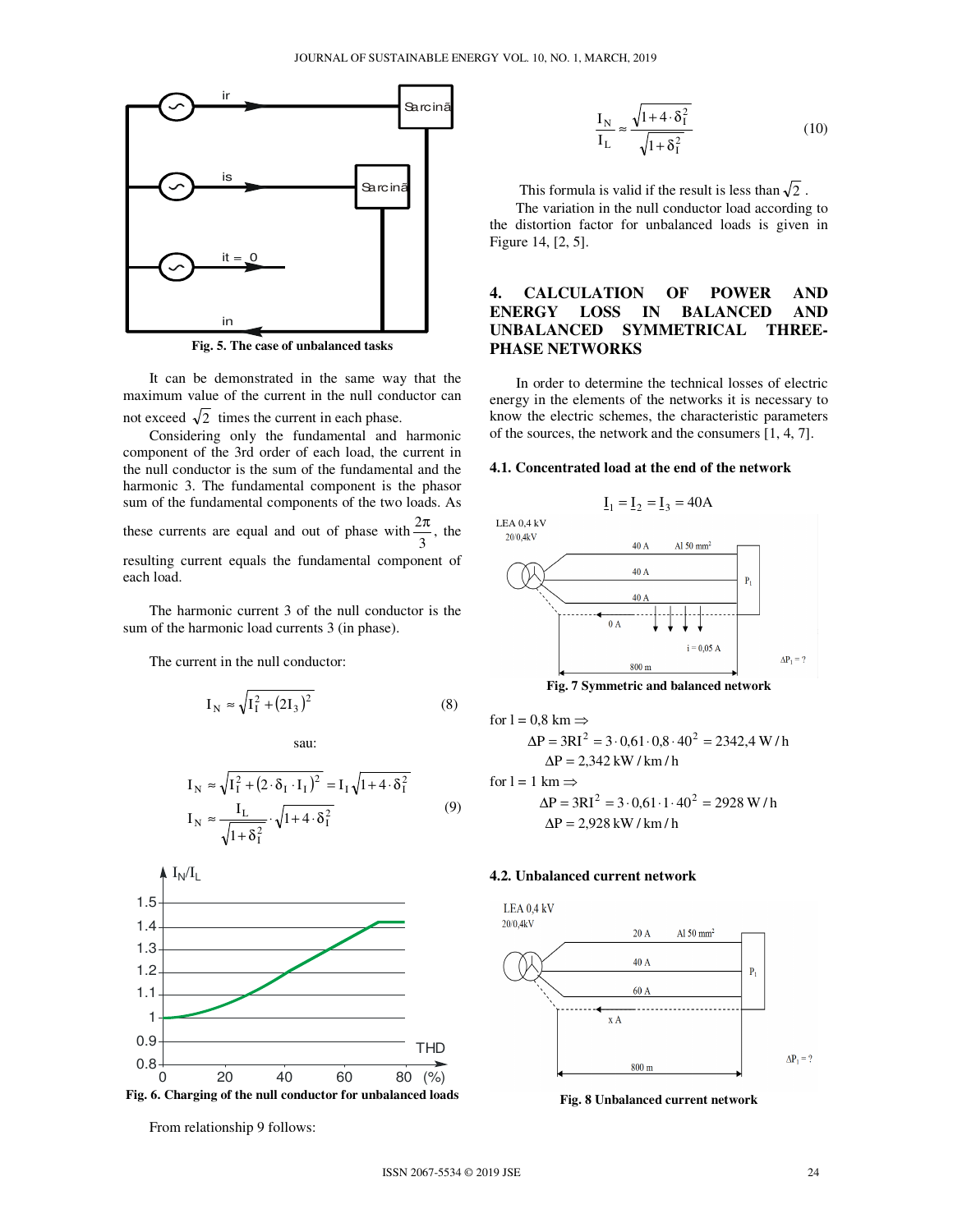Fig. 5. The case of unbalanced tasks

It can be demonstrated in the same way that the maximum value of the current in the null conductor can not exceed $\sqrt{2}$ times the current in each phase.

Considering only the fundamental and harmonic component of the 3rd order of each load, the current in the null conductor is the sum of the fundamental and the harmonic 3. The fundamental component is the phasor sum of the fundamental components of the two loads. As these currents are equal and out of phase with $\frac{2\pi}{3}$, the resulting current equals the fundamental component of each load.

The harmonic current 3 of the null conductor is the sum of the harmonic load currents 3 (in phase).

The current in the null conductor:

$$I_N \approx \sqrt{I_I^2 + (2I_3)^2} \tag{8}$$

sau:

$$I_N \approx \sqrt{I_I^2 + (2 \cdot \delta_I \cdot I_I)^2} = I_I \sqrt{1 + 4 \cdot \delta_I^2}$$
$$I_N \approx \frac{I_L}{\sqrt{1+\delta_I^2}} \cdot \sqrt{1 + 4 \cdot \delta_I^2} \tag{9}$$

Fig. 6. Charging of the null conductor for unbalanced loads

From relationship 9 follows:

$$\frac{I_N}{I_L} \approx \frac{\sqrt{1+4 \cdot \delta_I^2}}{\sqrt{1+\delta_I^2}} \tag{10}$$

This formula is valid if the result is less than $\sqrt{2}$.

The variation in the null conductor load according to the distortion factor for unbalanced loads is given in Figure 14, [2, 5].

## 4. CALCULATION OF POWER AND ENERGY LOSS IN BALANCED AND UNBALANCED SYMMETRICAL THREE-PHASE NETWORKS

In order to determine the technical losses of electric energy in the elements of the networks it is necessary to know the electric schemes, the characteristic parameters of the sources, the network and the consumers [1, 4, 7].

### 4.1. Concentrated load at the end of the network

$\underline{I}_1 = \underline{I}_2 = \underline{I}_3 = 40\text{A}$

Fig. 7 Symmetric and balanced network

for $l = 0,8$ km $\Rightarrow$

$$\Delta P = 3RI^2 = 3 \cdot 0{,}61 \cdot 0{,}8 \cdot 40^2 = 2342{,}4 \text{ W/h}$$
$$\Delta P = 2{,}342 \text{ kW/km/h}$$

for $l = 1$ km $\Rightarrow$

$$\Delta P = 3RI^2 = 3 \cdot 0{,}61 \cdot 1 \cdot 40^2 = 2928 \text{ W/h}$$
$$\Delta P = 2{,}928 \text{ kW/km/h}$$

### 4.2. Unbalanced current network

Fig. 8 Unbalanced current network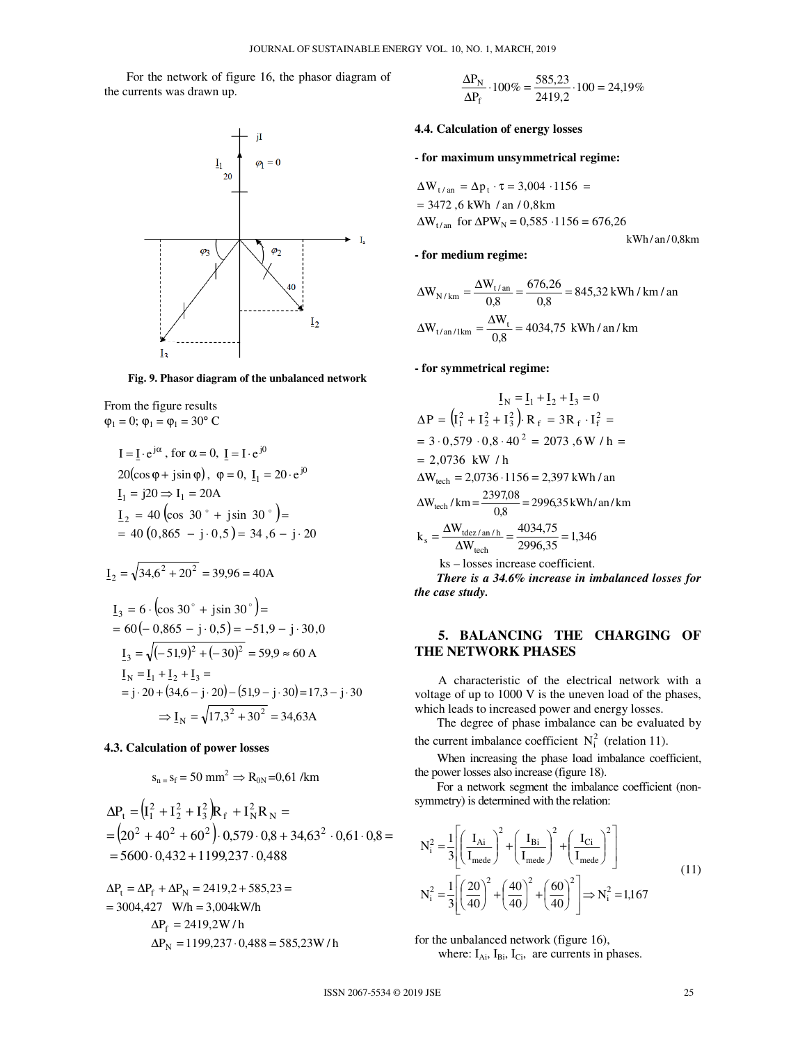For the network of figure 16, the phasor diagram of the currents was drawn up.

Fig. 9. Phasor diagram of the unbalanced network

From the figure results
$\varphi_1 = 0;\ \varphi_1 = \varphi_1 = 30°$ C

$$I = \underline{I} \cdot e^{j\alpha},\ \text{for } \alpha = 0,\ \underline{I} = I \cdot e^{j0}$$

$$20(\cos\varphi + j\sin\varphi),\ \varphi = 0,\ \underline{I}_1 = 20 \cdot e^{j0}$$

$$\underline{I}_1 = j20 \Rightarrow I_1 = 20\text{A}$$

$$\underline{I}_2 = 40\left(\cos 30^\circ + j\sin 30^\circ\right) = 40(0{,}865 - j \cdot 0{,}5) = 34{,}6 - j \cdot 20$$

$$\underline{I}_2 = \sqrt{34{,}6^2 + 20^2} = 39{,}96 = 40\text{A}$$

$$\underline{I}_3 = 6 \cdot \left(\cos 30^\circ + j\sin 30^\circ\right) = 60(-0{,}865 - j \cdot 0{,}5) = -51{,}9 - j \cdot 30{,}0$$

$$\underline{I}_3 = \sqrt{(-51{,}9)^2 + (-30)^2} = 59{,}9 \approx 60\text{ A}$$

$$\underline{I}_N = \underline{I}_1 + \underline{I}_2 + \underline{I}_3 = j \cdot 20 + (34{,}6 - j \cdot 20) - (51{,}9 - j \cdot 30) = 17{,}3 - j \cdot 30$$

$$\Rightarrow \underline{I}_N = \sqrt{17{,}3^2 + 30^2} = 34{,}63\text{A}$$

### 4.3. Calculation of power losses

$$s_n = s_f = 50\text{ mm}^2 \Rightarrow R_{0N} = 0{,}61\text{ /km}$$

$$\Delta P_t = \left(I_1^2 + I_2^2 + I_3^2\right)R_f + I_N^2 R_N = \left(20^2 + 40^2 + 60^2\right) \cdot 0{,}579 \cdot 0{,}8 + 34{,}63^2 \cdot 0{,}61 \cdot 0{,}8 = 5600 \cdot 0{,}432 + 1199{,}237 \cdot 0{,}488$$

$$\Delta P_t = \Delta P_f + \Delta P_N = 2419{,}2 + 585{,}23 = 3004{,}427\ \text{W/h} = 3{,}004\text{kW/h}$$

$$\Delta P_f = 2419{,}2\text{W/h}$$

$$\Delta P_N = 1199{,}237 \cdot 0{,}488 = 585{,}23\text{W/h}$$

$$\frac{\Delta P_N}{\Delta P_f} \cdot 100\% = \frac{585{,}23}{2419{,}2} \cdot 100 = 24{,}19\%$$

### 4.4. Calculation of energy losses

**- for maximum unsymmetrical regime:**

$$\Delta W_{t/an} = \Delta p_t \cdot \tau = 3{,}004 \cdot 1156 = 3472{,}6\text{ kWh / an / 0,8km}$$

$$\Delta W_{t/an}\ \text{for}\ \Delta PW_N = 0{,}585 \cdot 1156 = 676{,}26\ \text{kWh/an/0,8km}$$

**- for medium regime:**

$$\Delta W_{N/km} = \frac{\Delta W_{t/an}}{0{,}8} = \frac{676{,}26}{0{,}8} = 845{,}32\text{ kWh / km / an}$$

$$\Delta W_{t/an/1km} = \frac{\Delta W_t}{0{,}8} = 4034{,}75\ \text{kWh / an / km}$$

**- for symmetrical regime:**

$$\underline{I}_N = \underline{I}_1 + \underline{I}_2 + \underline{I}_3 = 0$$

$$\Delta P = \left(I_1^2 + I_2^2 + I_3^2\right) \cdot R_f = 3R_f \cdot I_f^2 = 3 \cdot 0{,}579 \cdot 0{,}8 \cdot 40^2 = 2073{,}6\text{ W / h} = 2{,}0736\ \text{kW / h}$$

$$\Delta W_{tech} = 2{,}0736 \cdot 1156 = 2{,}397\text{ kWh/an}$$

$$\Delta W_{tech}/\text{km} = \frac{2397{,}08}{0{,}8} = 2996{,}35\text{kWh/an/km}$$

$$k_s = \frac{\Delta W_{tdez/an/h}}{\Delta W_{tech}} = \frac{4034{,}75}{2996{,}35} = 1{,}346$$

ks – losses increase coefficient.

***There is a 34.6% increase in imbalanced losses for the case study.***

## 5. BALANCING THE CHARGING OF THE NETWORK PHASES

A characteristic of the electrical network with a voltage of up to 1000 V is the uneven load of the phases, which leads to increased power and energy losses.

The degree of phase imbalance can be evaluated by the current imbalance coefficient $N_i^2$ (relation 11).

When increasing the phase load imbalance coefficient, the power losses also increase (figure 18).

For a network segment the imbalance coefficient (non-symmetry) is determined with the relation:

$$N_i^2 = \frac{1}{3}\left[\left(\frac{I_{Ai}}{I_{mede}}\right)^2 + \left(\frac{I_{Bi}}{I_{mede}}\right)^2 + \left(\frac{I_{Ci}}{I_{mede}}\right)^2\right]$$

$$N_i^2 = \frac{1}{3}\left[\left(\frac{20}{40}\right)^2 + \left(\frac{40}{40}\right)^2 + \left(\frac{60}{40}\right)^2\right] \Rightarrow N_i^2 = 1{,}167 \tag{11}$$

for the unbalanced network (figure 16),

where: $I_{Ai}$, $I_{Bi}$, $I_{Ci}$, are currents in phases.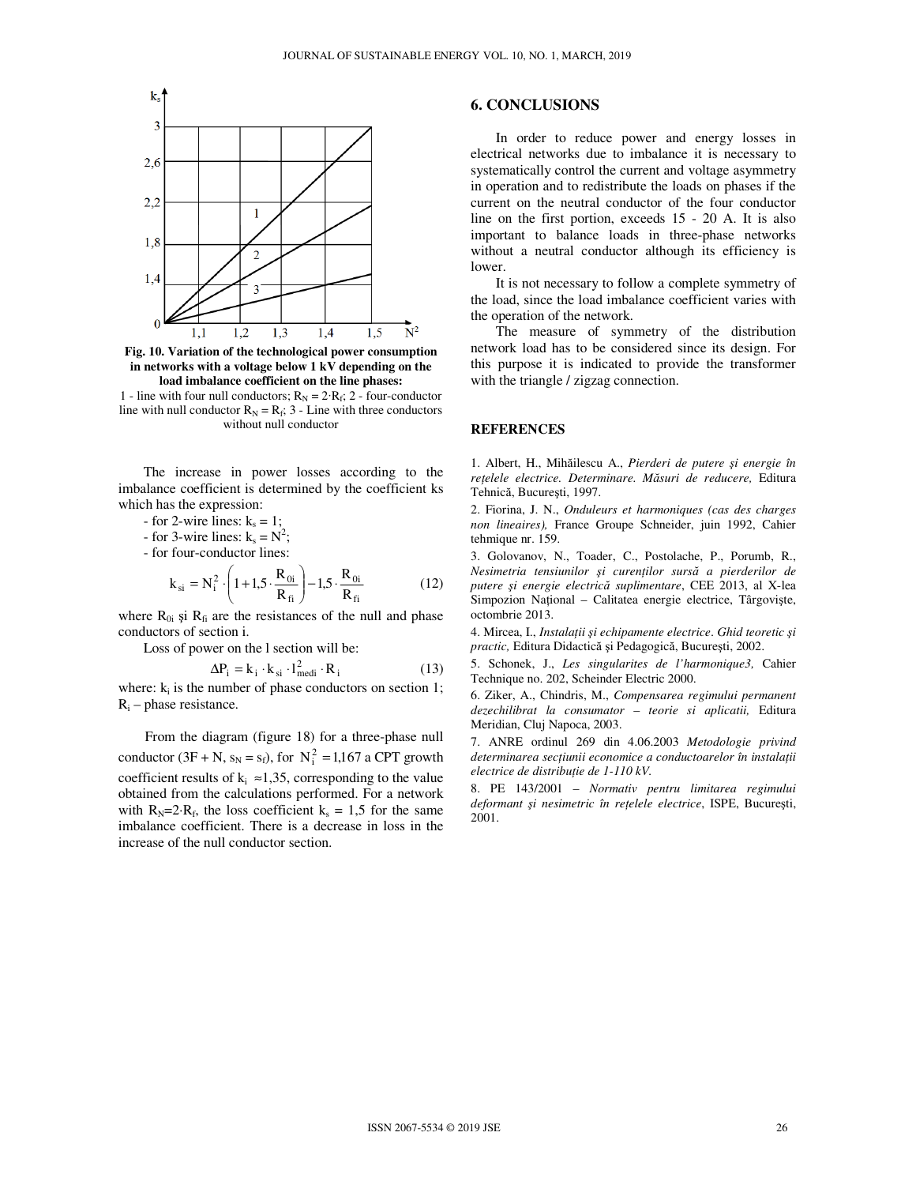k_s

3

2,6

2,2

1,8

1,4

0

1

2

3

1,1 1,2 1,3 1,4 1,5 N²

**Fig. 10. Variation of the technological power consumption in networks with a voltage below 1 kV depending on the load imbalance coefficient on the line phases:**

1 - line with four null conductors; $R_N = 2 \cdot R_f$; 2 - four-conductor line with null conductor $R_N = R_f$; 3 - Line with three conductors without null conductor

The increase in power losses according to the imbalance coefficient is determined by the coefficient ks which has the expression:

- for 2-wire lines: $k_s = 1$;
- for 3-wire lines: $k_s = N^2$;
- for four-conductor lines:

$$k_{si} = N_i^2 \cdot \left(1 + 1{,}5 \cdot \frac{R_{0i}}{R_{fi}}\right) - 1{,}5 \cdot \frac{R_{0i}}{R_{fi}} \qquad (12)$$

where $R_{0i}$ şi $R_{fi}$ are the resistances of the null and phase conductors of section i.

Loss of power on the l section will be:

$$\Delta P_i = k_i \cdot k_{si} \cdot I_{medi}^2 \cdot R_i \qquad (13)$$

where: $k_i$ is the number of phase conductors on section 1; $R_i$ – phase resistance.

From the diagram (figure 18) for a three-phase null conductor (3F + N, $s_N = s_f$), for $N_i^2 = 1{,}167$ a CPT growth coefficient results of $k_i \approx 1{,}35$, corresponding to the value obtained from the calculations performed. For a network with $R_N = 2 \cdot R_f$, the loss coefficient $k_s = 1{,}5$ for the same imbalance coefficient. There is a decrease in loss in the increase of the null conductor section.

## 6. CONCLUSIONS

In order to reduce power and energy losses in electrical networks due to imbalance it is necessary to systematically control the current and voltage asymmetry in operation and to redistribute the loads on phases if the current on the neutral conductor of the four conductor line on the first portion, exceeds 15 - 20 A. It is also important to balance loads in three-phase networks without a neutral conductor although its efficiency is lower.

It is not necessary to follow a complete symmetry of the load, since the load imbalance coefficient varies with the operation of the network.

The measure of symmetry of the distribution network load has to be considered since its design. For this purpose it is indicated to provide the transformer with the triangle / zigzag connection.

## REFERENCES

1. Albert, H., Mihăilescu A., *Pierderi de putere şi energie în rețelele electrice. Determinare. Măsuri de reducere,* Editura Tehnică, Bucureşti, 1997.
2. Fiorina, J. N., *Onduleurs et harmoniques (cas des charges non lineaires),* France Groupe Schneider, juin 1992, Cahier tehmique nr. 159.
3. Golovanov, N., Toader, C., Postolache, P., Porumb, R., *Nesimetria tensiunilor şi curenților sursă a pierderilor de putere şi energie electrică suplimentare*, CEE 2013, al X-lea Simpozion Național – Calitatea energie electrice, Târgovişte, octombrie 2013.
4. Mircea, I., *Instalații şi echipamente electrice. Ghid teoretic şi practic,* Editura Didactică şi Pedagogică, Bucureşti, 2002.
5. Schonek, J., *Les singularites de l'harmonique3,* Cahier Technique no. 202, Scheinder Electric 2000.
6. Ziker, A., Chindris, M., *Compensarea regimului permanent dezechilibrat la consumator – teorie si aplicatii,* Editura Meridian, Cluj Napoca, 2003.
7. ANRE ordinul 269 din 4.06.2003 *Metodologie privind determinarea secțiunii economice a conductoarelor în instalații electrice de distribuție de 1-110 kV.*
8. PE 143/2001 – *Normativ pentru limitarea regimului deformant şi nesimetric în rețelele electrice*, ISPE, Bucureşti, 2001.